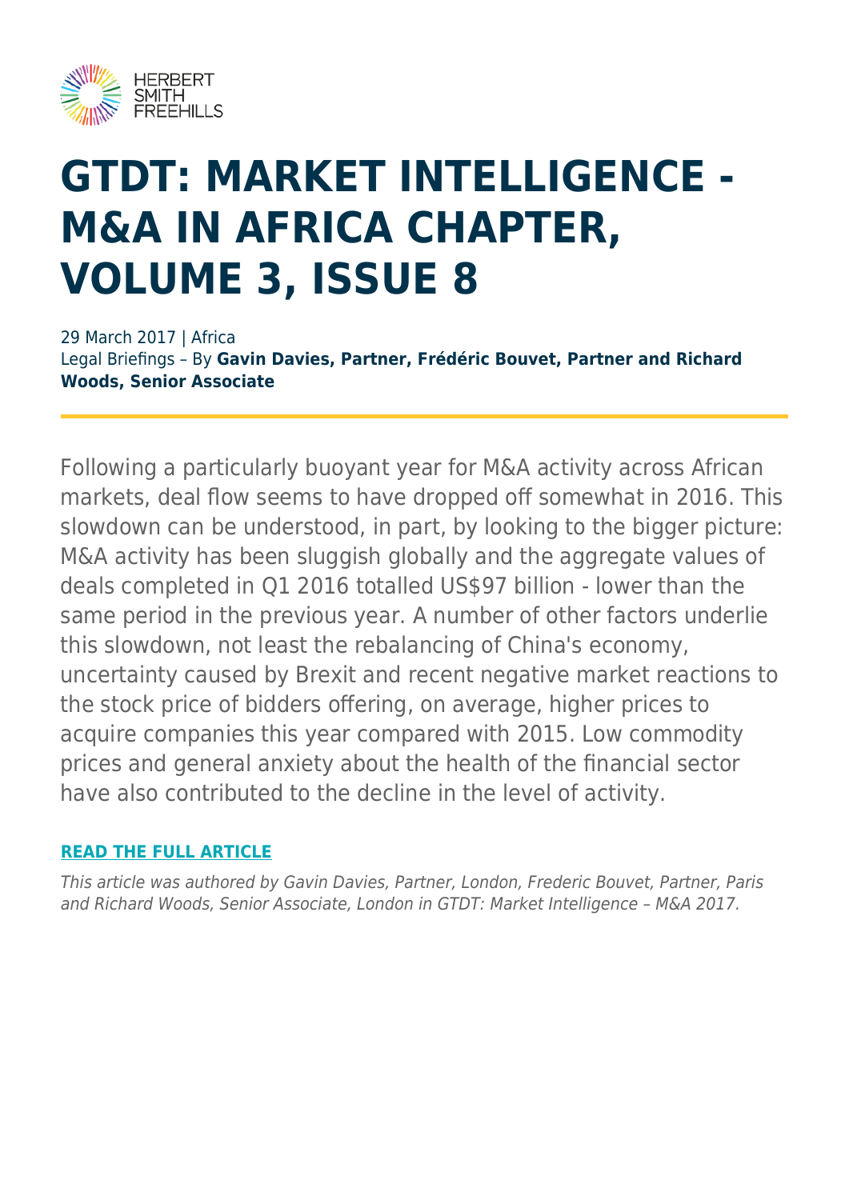# GTDT: MARKET INTELLIGENCE - M&A IN AFRICA CHAPTER, VOLUME 3, ISSUE 8

29 March 2017 | Africa
Legal Briefings – By **Gavin Davies, Partner, Frédéric Bouvet, Partner and Richard Woods, Senior Associate**

Following a particularly buoyant year for M&A activity across African markets, deal flow seems to have dropped off somewhat in 2016. This slowdown can be understood, in part, by looking to the bigger picture: M&A activity has been sluggish globally and the aggregate values of deals completed in Q1 2016 totalled US$97 billion - lower than the same period in the previous year. A number of other factors underlie this slowdown, not least the rebalancing of China's economy, uncertainty caused by Brexit and recent negative market reactions to the stock price of bidders offering, on average, higher prices to acquire companies this year compared with 2015. Low commodity prices and general anxiety about the health of the financial sector have also contributed to the decline in the level of activity.

**READ THE FULL ARTICLE**

*This article was authored by Gavin Davies, Partner, London, Frederic Bouvet, Partner, Paris and Richard Woods, Senior Associate, London in GTDT: Market Intelligence – M&A 2017.*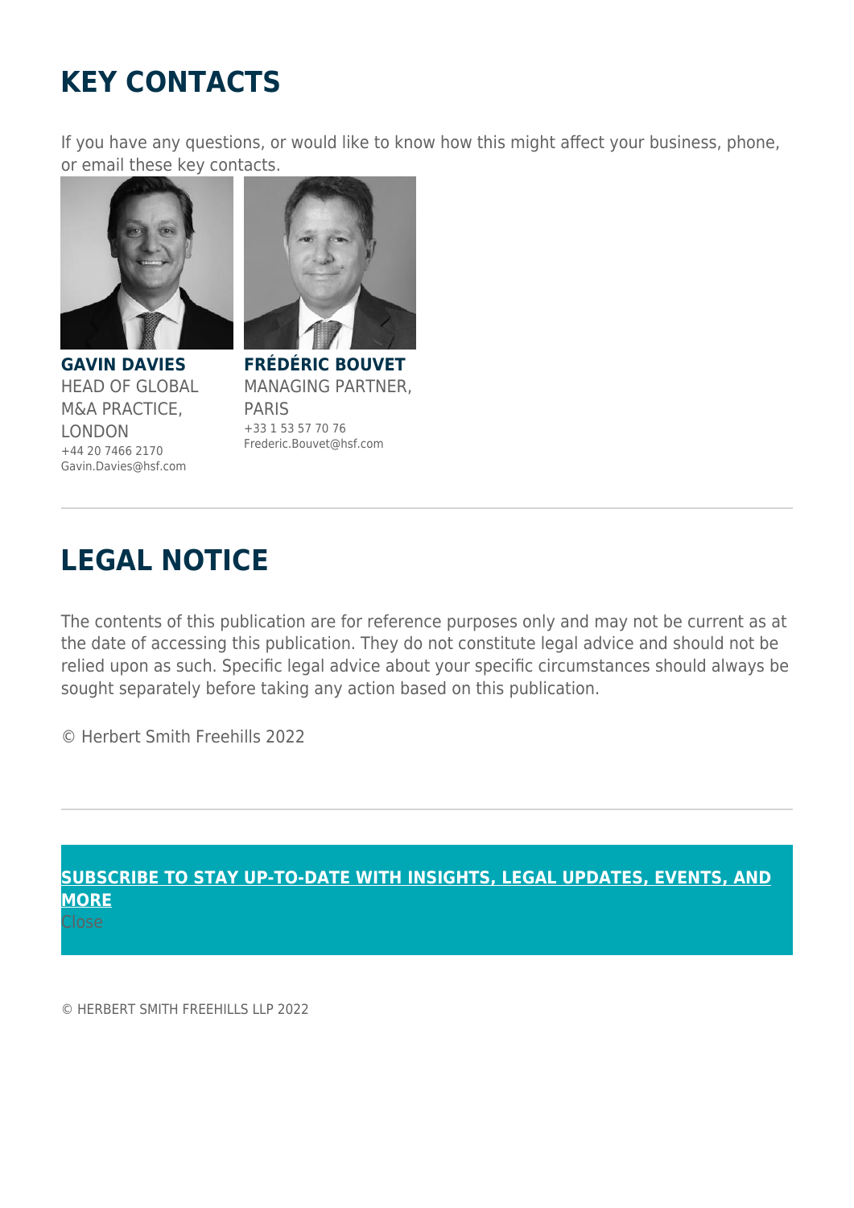## KEY CONTACTS

If you have any questions, or would like to know how this might affect your business, phone, or email these key contacts.

**GAVIN DAVIES**
HEAD OF GLOBAL M&A PRACTICE, LONDON
+44 20 7466 2170
Gavin.Davies@hsf.com

**FRÉDÉRIC BOUVET**
MANAGING PARTNER, PARIS
+33 1 53 57 70 76
Frederic.Bouvet@hsf.com

## LEGAL NOTICE

The contents of this publication are for reference purposes only and may not be current as at the date of accessing this publication. They do not constitute legal advice and should not be relied upon as such. Specific legal advice about your specific circumstances should always be sought separately before taking any action based on this publication.

© Herbert Smith Freehills 2022

**SUBSCRIBE TO STAY UP-TO-DATE WITH INSIGHTS, LEGAL UPDATES, EVENTS, AND MORE**

Close

© HERBERT SMITH FREEHILLS LLP 2022